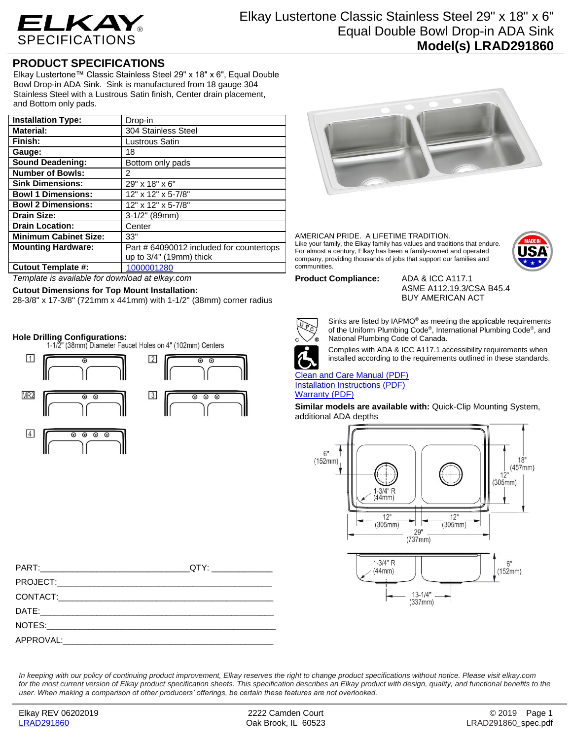# Elkay Lustertone Classic Stainless Steel 29" x 18" x 6" Equal Double Bowl Drop-in ADA Sink

## Model(s) LRAD291860

## PRODUCT SPECIFICATIONS

Elkay Lustertone™ Classic Stainless Steel 29" x 18" x 6", Equal Double Bowl Drop-in ADA Sink. Sink is manufactured from 18 gauge 304 Stainless Steel with a Lustrous Satin finish, Center drain placement, and Bottom only pads.

| | |
|---|---|
| **Installation Type:** | Drop-in |
| **Material:** | 304 Stainless Steel |
| **Finish:** | Lustrous Satin |
| **Gauge:** | 18 |
| **Sound Deadening:** | Bottom only pads |
| **Number of Bowls:** | 2 |
| **Sink Dimensions:** | 29" x 18" x 6" |
| **Bowl 1 Dimensions:** | 12" x 12" x 5-7/8" |
| **Bowl 2 Dimensions:** | 12" x 12" x 5-7/8" |
| **Drain Size:** | 3-1/2" (89mm) |
| **Drain Location:** | Center |
| **Minimum Cabinet Size:** | 33" |
| **Mounting Hardware:** | Part # 64090012 included for countertops up to 3/4" (19mm) thick |
| **Cutout Template #:** | 1000001280 |

*Template is available for download at elkay.com*

**Cutout Dimensions for Top Mount Installation:**
28-3/8" x 17-3/8" (721mm x 441mm) with 1-1/2" (38mm) corner radius

**Hole Drilling Configurations:**
1-1/2" (38mm) Diameter Faucet Holes on 4" (102mm) Centers

1, 2, MR2, 3, 4

AMERICAN PRIDE. A LIFETIME TRADITION.
Like your family, the Elkay family has values and traditions that endure. For almost a century, Elkay has been a family-owned and operated company, providing thousands of jobs that support our families and communities.

**Product Compliance:**
ADA & ICC A117.1
ASME A112.19.3/CSA B45.4
BUY AMERICAN ACT

Sinks are listed by IAPMO® as meeting the applicable requirements of the Uniform Plumbing Code®, International Plumbing Code®, and National Plumbing Code of Canada.

Complies with ADA & ICC A117.1 accessibility requirements when installed according to the requirements outlined in these standards.

Clean and Care Manual (PDF)
Installation Instructions (PDF)
Warranty (PDF)

**Similar models are available with:** Quick-Clip Mounting System, additional ADA depths

6" (152mm); 1-3/4" R (44mm); 18" (457mm); 12" (305mm); 12" (305mm); 12" (305mm); 29" (737mm); 1-3/4" R (44mm); 6" (152mm); 13-1/4" (337mm)

PART:_______________________________QTY: ____________
PROJECT:____________________________________________
CONTACT:____________________________________________
DATE:_______________________________________________
NOTES:______________________________________________
APPROVAL:___________________________________________

*In keeping with our policy of continuing product improvement, Elkay reserves the right to change product specifications without notice. Please visit elkay.com for the most current version of Elkay product specification sheets. This specification describes an Elkay product with design, quality, and functional benefits to the user. When making a comparison of other producers' offerings, be certain these features are not overlooked.*

Elkay REV 06202019
LRAD291860

2222 Camden Court
Oak Brook, IL 60523

© 2019
LRAD291860_spec.pdf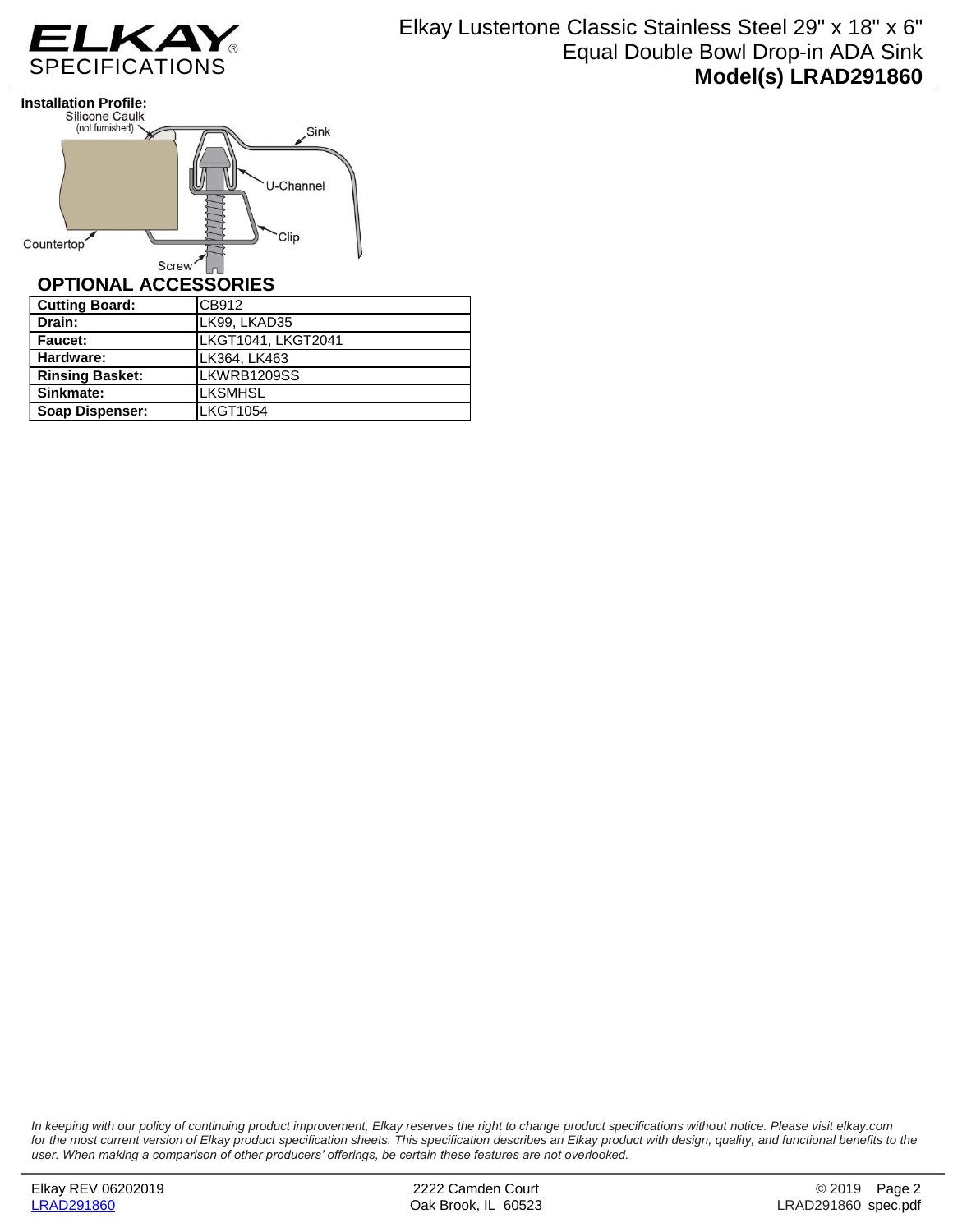**Installation Profile:**

Silicone Caulk (not furnished)

Sink

U-Channel

Clip

Countertop

Screw

## OPTIONAL ACCESSORIES

| | |
|---|---|
| **Cutting Board:** | CB912 |
| **Drain:** | LK99, LKAD35 |
| **Faucet:** | LKGT1041, LKGT2041 |
| **Hardware:** | LK364, LK463 |
| **Rinsing Basket:** | LKWRB1209SS |
| **Sinkmate:** | LKSMHSL |
| **Soap Dispenser:** | LKGT1054 |

*In keeping with our policy of continuing product improvement, Elkay reserves the right to change product specifications without notice. Please visit elkay.com for the most current version of Elkay product specification sheets. This specification describes an Elkay product with design, quality, and functional benefits to the user. When making a comparison of other producers' offerings, be certain these features are not overlooked.*

Elkay REV 06202019
LRAD291860

2222 Camden Court
Oak Brook, IL 60523

© 2019
LRAD291860_spec.pdf